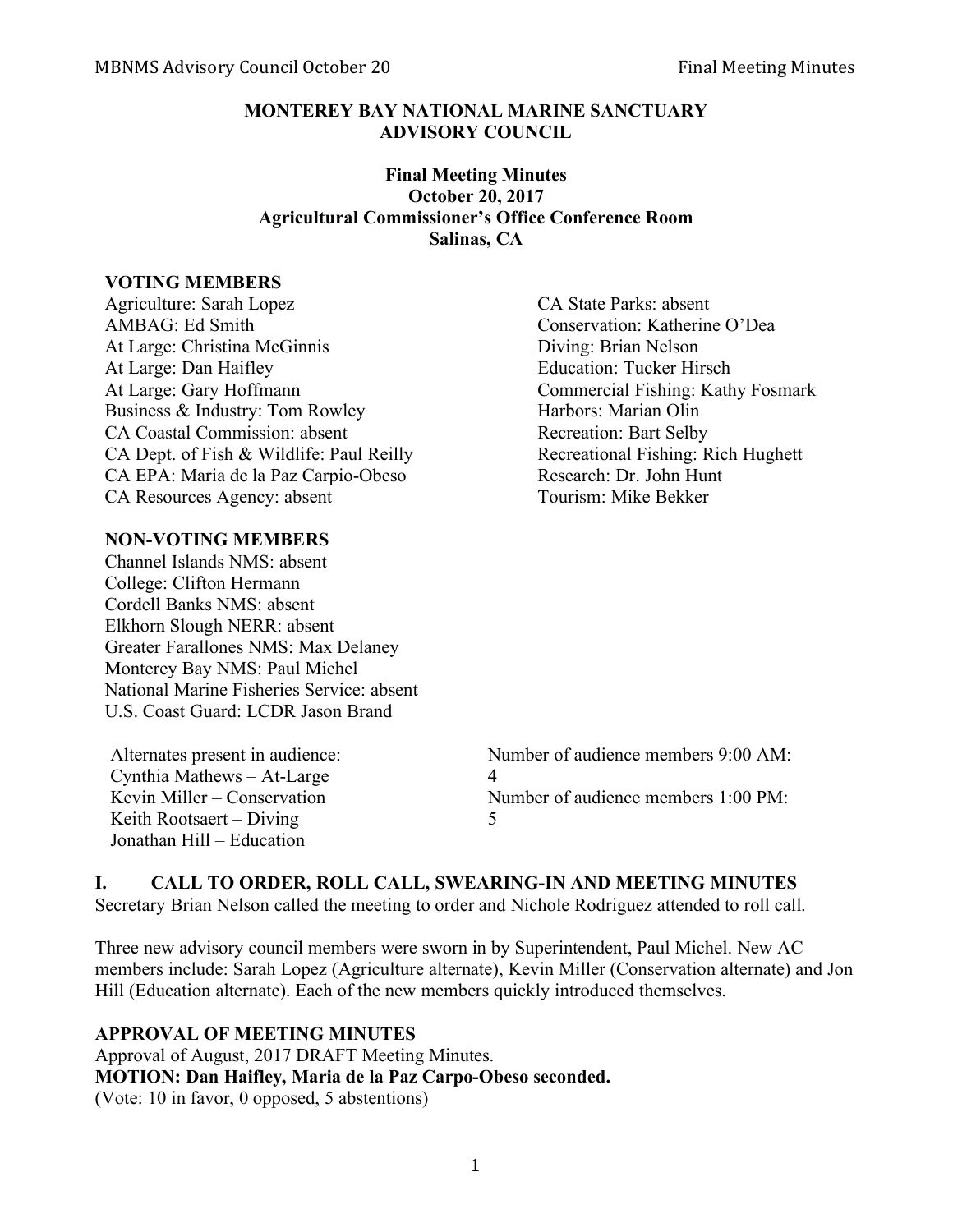# MONTEREY BAY NATIONAL MARINE SANCTUARY ADVISORY COUNCIL

**Final Meeting Minutes**
**October 20, 2017**
**Agricultural Commissioner's Office Conference Room**
**Salinas, CA**

**VOTING MEMBERS**

Agriculture: Sarah Lopez
AMBAG: Ed Smith
At Large: Christina McGinnis
At Large: Dan Haifley
At Large: Gary Hoffmann
Business & Industry: Tom Rowley
CA Coastal Commission: absent
CA Dept. of Fish & Wildlife: Paul Reilly
CA EPA: Maria de la Paz Carpio-Obeso
CA Resources Agency: absent
CA State Parks: absent
Conservation: Katherine O'Dea
Diving: Brian Nelson
Education: Tucker Hirsch
Commercial Fishing: Kathy Fosmark
Harbors: Marian Olin
Recreation: Bart Selby
Recreational Fishing: Rich Hughett
Research: Dr. John Hunt
Tourism: Mike Bekker

**NON-VOTING MEMBERS**

Channel Islands NMS: absent
College: Clifton Hermann
Cordell Banks NMS: absent
Elkhorn Slough NERR: absent
Greater Farallones NMS: Max Delaney
Monterey Bay NMS: Paul Michel
National Marine Fisheries Service: absent
U.S. Coast Guard: LCDR Jason Brand

Alternates present in audience:
Cynthia Mathews – At-Large
Kevin Miller – Conservation
Keith Rootsaert – Diving
Jonathan Hill – Education

Number of audience members 9:00 AM: 4
Number of audience members 1:00 PM: 5

## I. CALL TO ORDER, ROLL CALL, SWEARING-IN AND MEETING MINUTES

Secretary Brian Nelson called the meeting to order and Nichole Rodriguez attended to roll call.

Three new advisory council members were sworn in by Superintendent, Paul Michel. New AC members include: Sarah Lopez (Agriculture alternate), Kevin Miller (Conservation alternate) and Jon Hill (Education alternate). Each of the new members quickly introduced themselves.

**APPROVAL OF MEETING MINUTES**

Approval of August, 2017 DRAFT Meeting Minutes.
**MOTION: Dan Haifley, Maria de la Paz Carpo-Obeso seconded.**
(Vote: 10 in favor, 0 opposed, 5 abstentions)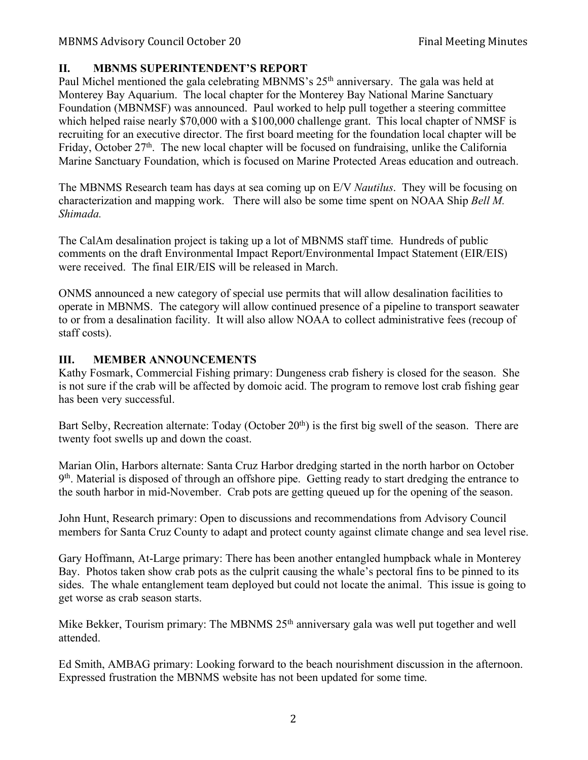## II. MBNMS SUPERINTENDENT'S REPORT

Paul Michel mentioned the gala celebrating MBNMS's 25th anniversary. The gala was held at Monterey Bay Aquarium. The local chapter for the Monterey Bay National Marine Sanctuary Foundation (MBNMSF) was announced. Paul worked to help pull together a steering committee which helped raise nearly $70,000 with a $100,000 challenge grant. This local chapter of NMSF is recruiting for an executive director. The first board meeting for the foundation local chapter will be Friday, October 27th. The new local chapter will be focused on fundraising, unlike the California Marine Sanctuary Foundation, which is focused on Marine Protected Areas education and outreach.

The MBNMS Research team has days at sea coming up on E/V *Nautilus*. They will be focusing on characterization and mapping work. There will also be some time spent on NOAA Ship *Bell M. Shimada.*

The CalAm desalination project is taking up a lot of MBNMS staff time. Hundreds of public comments on the draft Environmental Impact Report/Environmental Impact Statement (EIR/EIS) were received. The final EIR/EIS will be released in March.

ONMS announced a new category of special use permits that will allow desalination facilities to operate in MBNMS. The category will allow continued presence of a pipeline to transport seawater to or from a desalination facility. It will also allow NOAA to collect administrative fees (recoup of staff costs).

## III. MEMBER ANNOUNCEMENTS

Kathy Fosmark, Commercial Fishing primary: Dungeness crab fishery is closed for the season. She is not sure if the crab will be affected by domoic acid. The program to remove lost crab fishing gear has been very successful.

Bart Selby, Recreation alternate: Today (October 20th) is the first big swell of the season. There are twenty foot swells up and down the coast.

Marian Olin, Harbors alternate: Santa Cruz Harbor dredging started in the north harbor on October 9th. Material is disposed of through an offshore pipe. Getting ready to start dredging the entrance to the south harbor in mid-November. Crab pots are getting queued up for the opening of the season.

John Hunt, Research primary: Open to discussions and recommendations from Advisory Council members for Santa Cruz County to adapt and protect county against climate change and sea level rise.

Gary Hoffmann, At-Large primary: There has been another entangled humpback whale in Monterey Bay. Photos taken show crab pots as the culprit causing the whale's pectoral fins to be pinned to its sides. The whale entanglement team deployed but could not locate the animal. This issue is going to get worse as crab season starts.

Mike Bekker, Tourism primary: The MBNMS 25th anniversary gala was well put together and well attended.

Ed Smith, AMBAG primary: Looking forward to the beach nourishment discussion in the afternoon. Expressed frustration the MBNMS website has not been updated for some time.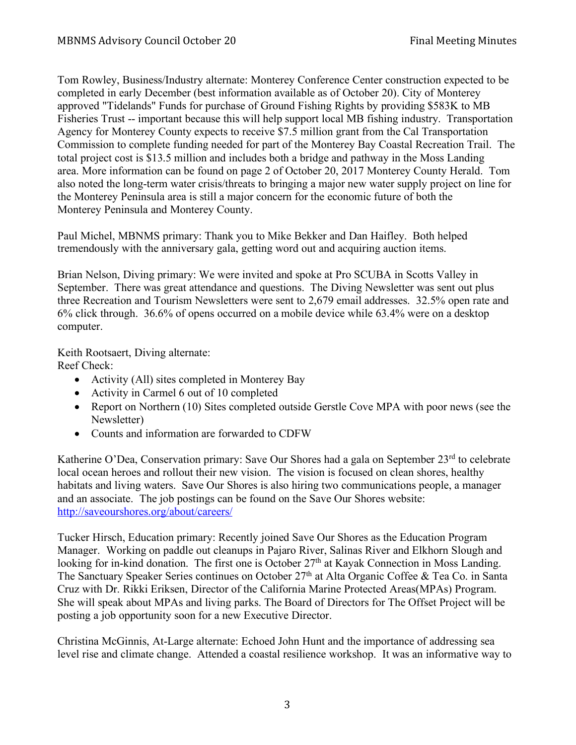Tom Rowley, Business/Industry alternate: Monterey Conference Center construction expected to be completed in early December (best information available as of October 20). City of Monterey approved "Tidelands" Funds for purchase of Ground Fishing Rights by providing $583K to MB Fisheries Trust -- important because this will help support local MB fishing industry. Transportation Agency for Monterey County expects to receive $7.5 million grant from the Cal Transportation Commission to complete funding needed for part of the Monterey Bay Coastal Recreation Trail. The total project cost is $13.5 million and includes both a bridge and pathway in the Moss Landing area. More information can be found on page 2 of October 20, 2017 Monterey County Herald. Tom also noted the long-term water crisis/threats to bringing a major new water supply project on line for the Monterey Peninsula area is still a major concern for the economic future of both the Monterey Peninsula and Monterey County.

Paul Michel, MBNMS primary: Thank you to Mike Bekker and Dan Haifley. Both helped tremendously with the anniversary gala, getting word out and acquiring auction items.

Brian Nelson, Diving primary: We were invited and spoke at Pro SCUBA in Scotts Valley in September. There was great attendance and questions. The Diving Newsletter was sent out plus three Recreation and Tourism Newsletters were sent to 2,679 email addresses. 32.5% open rate and 6% click through. 36.6% of opens occurred on a mobile device while 63.4% were on a desktop computer.

Keith Rootsaert, Diving alternate:
Reef Check:

- Activity (All) sites completed in Monterey Bay
- Activity in Carmel 6 out of 10 completed
- Report on Northern (10) Sites completed outside Gerstle Cove MPA with poor news (see the Newsletter)
- Counts and information are forwarded to CDFW

Katherine O'Dea, Conservation primary: Save Our Shores had a gala on September 23rd to celebrate local ocean heroes and rollout their new vision. The vision is focused on clean shores, healthy habitats and living waters. Save Our Shores is also hiring two communications people, a manager and an associate. The job postings can be found on the Save Our Shores website: [http://saveourshores.org/about/careers/](http://saveourshores.org/about/careers/)

Tucker Hirsch, Education primary: Recently joined Save Our Shores as the Education Program Manager. Working on paddle out cleanups in Pajaro River, Salinas River and Elkhorn Slough and looking for in-kind donation. The first one is October 27th at Kayak Connection in Moss Landing. The Sanctuary Speaker Series continues on October 27th at Alta Organic Coffee & Tea Co. in Santa Cruz with Dr. Rikki Eriksen, Director of the California Marine Protected Areas(MPAs) Program. She will speak about MPAs and living parks. The Board of Directors for The Offset Project will be posting a job opportunity soon for a new Executive Director.

Christina McGinnis, At-Large alternate: Echoed John Hunt and the importance of addressing sea level rise and climate change. Attended a coastal resilience workshop. It was an informative way to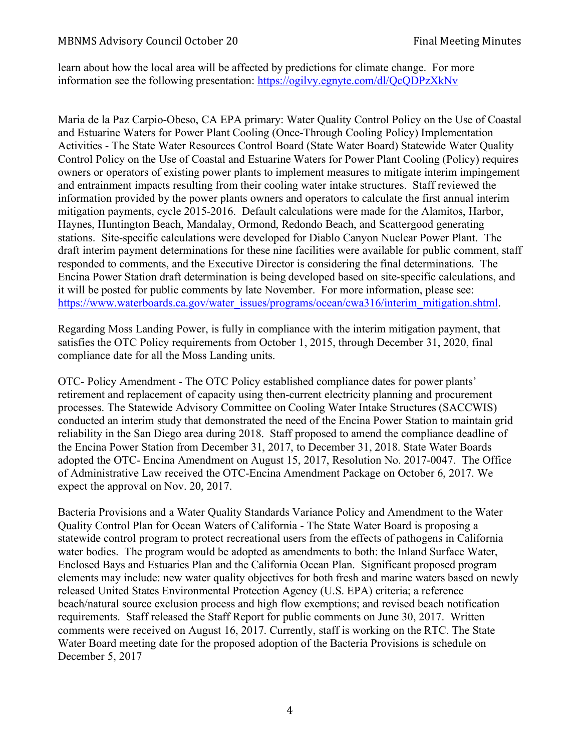learn about how the local area will be affected by predictions for climate change. For more information see the following presentation: https://ogilvy.egnyte.com/dl/QcQDPzXkNv

Maria de la Paz Carpio-Obeso, CA EPA primary: Water Quality Control Policy on the Use of Coastal and Estuarine Waters for Power Plant Cooling (Once-Through Cooling Policy) Implementation Activities - The State Water Resources Control Board (State Water Board) Statewide Water Quality Control Policy on the Use of Coastal and Estuarine Waters for Power Plant Cooling (Policy) requires owners or operators of existing power plants to implement measures to mitigate interim impingement and entrainment impacts resulting from their cooling water intake structures. Staff reviewed the information provided by the power plants owners and operators to calculate the first annual interim mitigation payments, cycle 2015-2016. Default calculations were made for the Alamitos, Harbor, Haynes, Huntington Beach, Mandalay, Ormond, Redondo Beach, and Scattergood generating stations. Site-specific calculations were developed for Diablo Canyon Nuclear Power Plant. The draft interim payment determinations for these nine facilities were available for public comment, staff responded to comments, and the Executive Director is considering the final determinations. The Encina Power Station draft determination is being developed based on site-specific calculations, and it will be posted for public comments by late November. For more information, please see: https://www.waterboards.ca.gov/water_issues/programs/ocean/cwa316/interim_mitigation.shtml.

Regarding Moss Landing Power, is fully in compliance with the interim mitigation payment, that satisfies the OTC Policy requirements from October 1, 2015, through December 31, 2020, final compliance date for all the Moss Landing units.

OTC- Policy Amendment - The OTC Policy established compliance dates for power plants' retirement and replacement of capacity using then-current electricity planning and procurement processes. The Statewide Advisory Committee on Cooling Water Intake Structures (SACCWIS) conducted an interim study that demonstrated the need of the Encina Power Station to maintain grid reliability in the San Diego area during 2018. Staff proposed to amend the compliance deadline of the Encina Power Station from December 31, 2017, to December 31, 2018. State Water Boards adopted the OTC- Encina Amendment on August 15, 2017, Resolution No. 2017-0047. The Office of Administrative Law received the OTC-Encina Amendment Package on October 6, 2017. We expect the approval on Nov. 20, 2017.

Bacteria Provisions and a Water Quality Standards Variance Policy and Amendment to the Water Quality Control Plan for Ocean Waters of California - The State Water Board is proposing a statewide control program to protect recreational users from the effects of pathogens in California water bodies. The program would be adopted as amendments to both: the Inland Surface Water, Enclosed Bays and Estuaries Plan and the California Ocean Plan. Significant proposed program elements may include: new water quality objectives for both fresh and marine waters based on newly released United States Environmental Protection Agency (U.S. EPA) criteria; a reference beach/natural source exclusion process and high flow exemptions; and revised beach notification requirements. Staff released the Staff Report for public comments on June 30, 2017. Written comments were received on August 16, 2017. Currently, staff is working on the RTC. The State Water Board meeting date for the proposed adoption of the Bacteria Provisions is schedule on December 5, 2017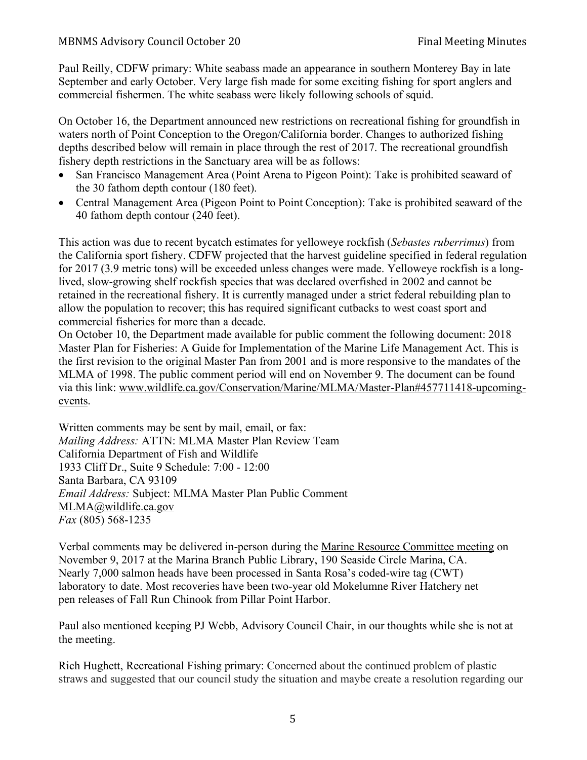Paul Reilly, CDFW primary: White seabass made an appearance in southern Monterey Bay in late September and early October. Very large fish made for some exciting fishing for sport anglers and commercial fishermen. The white seabass were likely following schools of squid.

On October 16, the Department announced new restrictions on recreational fishing for groundfish in waters north of Point Conception to the Oregon/California border. Changes to authorized fishing depths described below will remain in place through the rest of 2017. The recreational groundfish fishery depth restrictions in the Sanctuary area will be as follows:

- San Francisco Management Area (Point Arena to Pigeon Point): Take is prohibited seaward of the 30 fathom depth contour (180 feet).
- Central Management Area (Pigeon Point to Point Conception): Take is prohibited seaward of the 40 fathom depth contour (240 feet).

This action was due to recent bycatch estimates for yelloweye rockfish (*Sebastes ruberrimus*) from the California sport fishery. CDFW projected that the harvest guideline specified in federal regulation for 2017 (3.9 metric tons) will be exceeded unless changes were made. Yelloweye rockfish is a long-lived, slow-growing shelf rockfish species that was declared overfished in 2002 and cannot be retained in the recreational fishery. It is currently managed under a strict federal rebuilding plan to allow the population to recover; this has required significant cutbacks to west coast sport and commercial fisheries for more than a decade.
On October 10, the Department made available for public comment the following document: 2018 Master Plan for Fisheries: A Guide for Implementation of the Marine Life Management Act. This is the first revision to the original Master Pan from 2001 and is more responsive to the mandates of the MLMA of 1998. The public comment period will end on November 9. The document can be found via this link: www.wildlife.ca.gov/Conservation/Marine/MLMA/Master-Plan#457711418-upcoming-events.

Written comments may be sent by mail, email, or fax:
*Mailing Address:* ATTN: MLMA Master Plan Review Team
California Department of Fish and Wildlife
1933 Cliff Dr., Suite 9 Schedule: 7:00 - 12:00
Santa Barbara, CA 93109
*Email Address:* Subject: MLMA Master Plan Public Comment
MLMA@wildlife.ca.gov
*Fax* (805) 568-1235

Verbal comments may be delivered in-person during the Marine Resource Committee meeting on November 9, 2017 at the Marina Branch Public Library, 190 Seaside Circle Marina, CA.
Nearly 7,000 salmon heads have been processed in Santa Rosa's coded-wire tag (CWT) laboratory to date. Most recoveries have been two-year old Mokelumne River Hatchery net pen releases of Fall Run Chinook from Pillar Point Harbor.

Paul also mentioned keeping PJ Webb, Advisory Council Chair, in our thoughts while she is not at the meeting.

Rich Hughett, Recreational Fishing primary: Concerned about the continued problem of plastic straws and suggested that our council study the situation and maybe create a resolution regarding our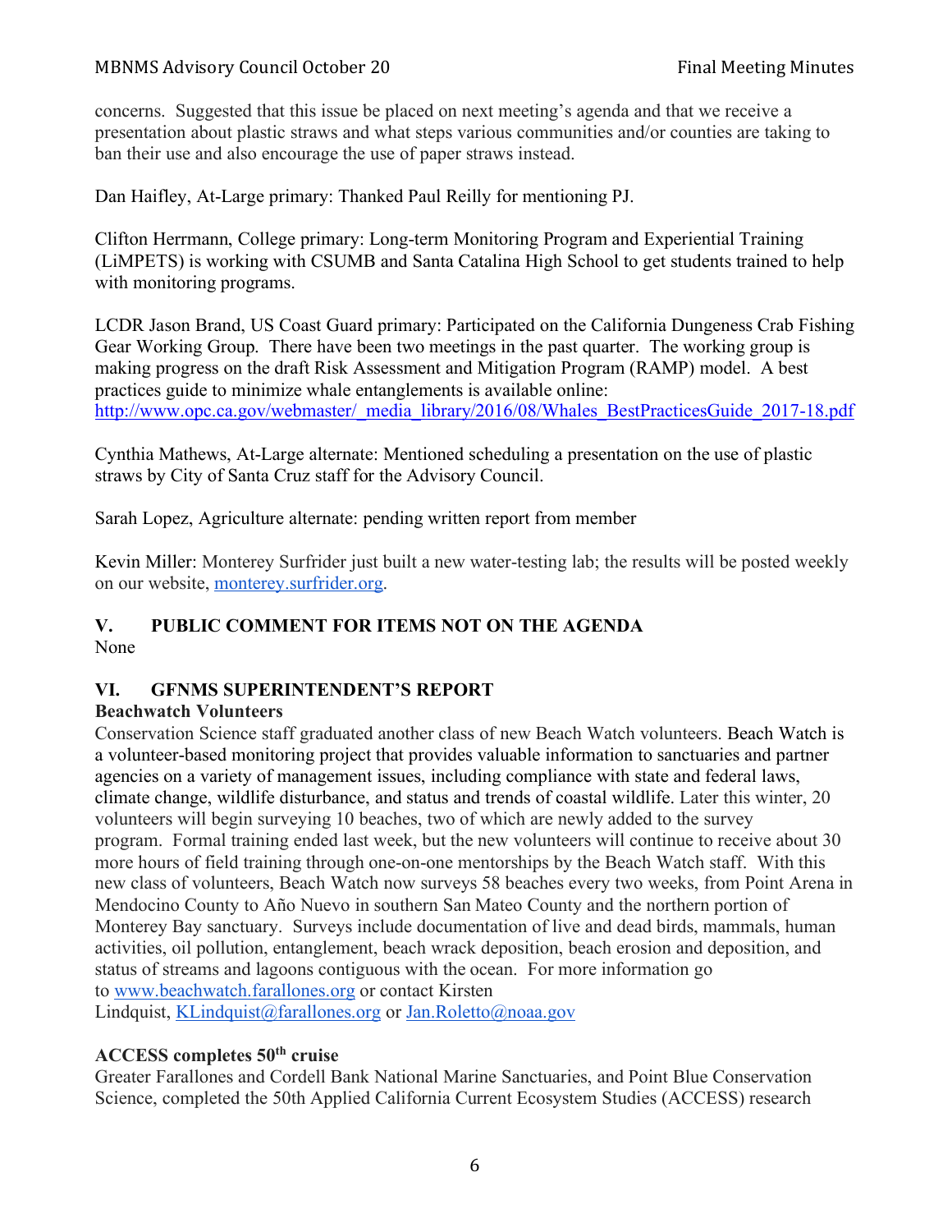concerns. Suggested that this issue be placed on next meeting's agenda and that we receive a presentation about plastic straws and what steps various communities and/or counties are taking to ban their use and also encourage the use of paper straws instead.

Dan Haifley, At-Large primary: Thanked Paul Reilly for mentioning PJ.

Clifton Herrmann, College primary: Long-term Monitoring Program and Experiential Training (LiMPETS) is working with CSUMB and Santa Catalina High School to get students trained to help with monitoring programs.

LCDR Jason Brand, US Coast Guard primary: Participated on the California Dungeness Crab Fishing Gear Working Group. There have been two meetings in the past quarter. The working group is making progress on the draft Risk Assessment and Mitigation Program (RAMP) model. A best practices guide to minimize whale entanglements is available online: http://www.opc.ca.gov/webmaster/_media_library/2016/08/Whales_BestPracticesGuide_2017-18.pdf

Cynthia Mathews, At-Large alternate: Mentioned scheduling a presentation on the use of plastic straws by City of Santa Cruz staff for the Advisory Council.

Sarah Lopez, Agriculture alternate: pending written report from member

Kevin Miller: Monterey Surfrider just built a new water-testing lab; the results will be posted weekly on our website, monterey.surfrider.org.

## V. PUBLIC COMMENT FOR ITEMS NOT ON THE AGENDA

None

## VI. GFNMS SUPERINTENDENT'S REPORT

**Beachwatch Volunteers**

Conservation Science staff graduated another class of new Beach Watch volunteers. Beach Watch is a volunteer-based monitoring project that provides valuable information to sanctuaries and partner agencies on a variety of management issues, including compliance with state and federal laws, climate change, wildlife disturbance, and status and trends of coastal wildlife. Later this winter, 20 volunteers will begin surveying 10 beaches, two of which are newly added to the survey program. Formal training ended last week, but the new volunteers will continue to receive about 30 more hours of field training through one-on-one mentorships by the Beach Watch staff. With this new class of volunteers, Beach Watch now surveys 58 beaches every two weeks, from Point Arena in Mendocino County to Año Nuevo in southern San Mateo County and the northern portion of Monterey Bay sanctuary. Surveys include documentation of live and dead birds, mammals, human activities, oil pollution, entanglement, beach wrack deposition, beach erosion and deposition, and status of streams and lagoons contiguous with the ocean. For more information go to www.beachwatch.farallones.org or contact Kirsten Lindquist, KLindquist@farallones.org or Jan.Roletto@noaa.gov

**ACCESS completes 50th cruise**

Greater Farallones and Cordell Bank National Marine Sanctuaries, and Point Blue Conservation Science, completed the 50th Applied California Current Ecosystem Studies (ACCESS) research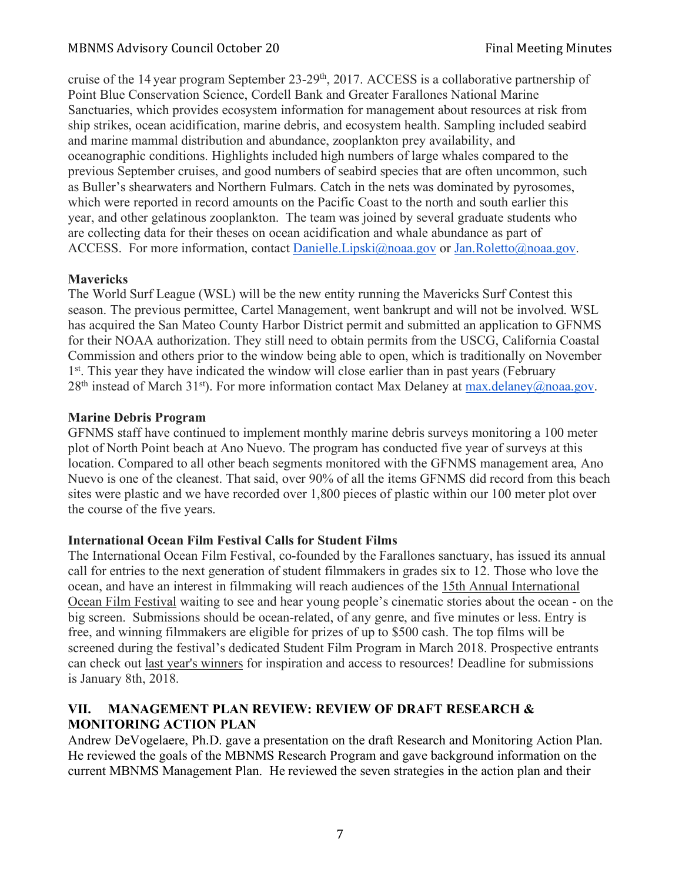cruise of the 14 year program September 23-29th, 2017. ACCESS is a collaborative partnership of Point Blue Conservation Science, Cordell Bank and Greater Farallones National Marine Sanctuaries, which provides ecosystem information for management about resources at risk from ship strikes, ocean acidification, marine debris, and ecosystem health. Sampling included seabird and marine mammal distribution and abundance, zooplankton prey availability, and oceanographic conditions. Highlights included high numbers of large whales compared to the previous September cruises, and good numbers of seabird species that are often uncommon, such as Buller's shearwaters and Northern Fulmars. Catch in the nets was dominated by pyrosomes, which were reported in record amounts on the Pacific Coast to the north and south earlier this year, and other gelatinous zooplankton. The team was joined by several graduate students who are collecting data for their theses on ocean acidification and whale abundance as part of ACCESS. For more information, contact Danielle.Lipski@noaa.gov or Jan.Roletto@noaa.gov.

**Mavericks**

The World Surf League (WSL) will be the new entity running the Mavericks Surf Contest this season. The previous permittee, Cartel Management, went bankrupt and will not be involved. WSL has acquired the San Mateo County Harbor District permit and submitted an application to GFNMS for their NOAA authorization. They still need to obtain permits from the USCG, California Coastal Commission and others prior to the window being able to open, which is traditionally on November 1st. This year they have indicated the window will close earlier than in past years (February 28th instead of March 31st). For more information contact Max Delaney at max.delaney@noaa.gov.

**Marine Debris Program**

GFNMS staff have continued to implement monthly marine debris surveys monitoring a 100 meter plot of North Point beach at Ano Nuevo. The program has conducted five year of surveys at this location. Compared to all other beach segments monitored with the GFNMS management area, Ano Nuevo is one of the cleanest. That said, over 90% of all the items GFNMS did record from this beach sites were plastic and we have recorded over 1,800 pieces of plastic within our 100 meter plot over the course of the five years.

**International Ocean Film Festival Calls for Student Films**

The International Ocean Film Festival, co-founded by the Farallones sanctuary, has issued its annual call for entries to the next generation of student filmmakers in grades six to 12. Those who love the ocean, and have an interest in filmmaking will reach audiences of the 15th Annual International Ocean Film Festival waiting to see and hear young people's cinematic stories about the ocean - on the big screen. Submissions should be ocean-related, of any genre, and five minutes or less. Entry is free, and winning filmmakers are eligible for prizes of up to $500 cash. The top films will be screened during the festival's dedicated Student Film Program in March 2018. Prospective entrants can check out last year's winners for inspiration and access to resources! Deadline for submissions is January 8th, 2018.

## VII. MANAGEMENT PLAN REVIEW: REVIEW OF DRAFT RESEARCH & MONITORING ACTION PLAN

Andrew DeVogelaere, Ph.D. gave a presentation on the draft Research and Monitoring Action Plan. He reviewed the goals of the MBNMS Research Program and gave background information on the current MBNMS Management Plan. He reviewed the seven strategies in the action plan and their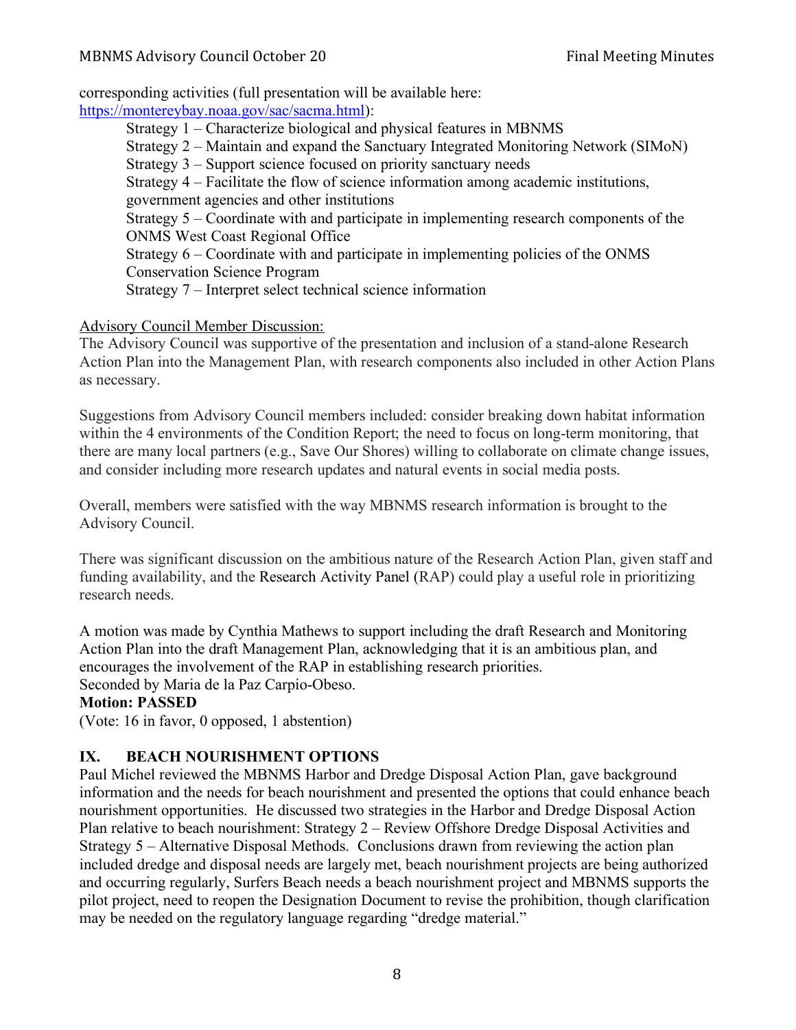corresponding activities (full presentation will be available here: https://montereybay.noaa.gov/sac/sacma.html):

Strategy 1 – Characterize biological and physical features in MBNMS
Strategy 2 – Maintain and expand the Sanctuary Integrated Monitoring Network (SIMoN)
Strategy 3 – Support science focused on priority sanctuary needs
Strategy 4 – Facilitate the flow of science information among academic institutions, government agencies and other institutions
Strategy 5 – Coordinate with and participate in implementing research components of the ONMS West Coast Regional Office
Strategy 6 – Coordinate with and participate in implementing policies of the ONMS Conservation Science Program
Strategy 7 – Interpret select technical science information

Advisory Council Member Discussion:
The Advisory Council was supportive of the presentation and inclusion of a stand-alone Research Action Plan into the Management Plan, with research components also included in other Action Plans as necessary.

Suggestions from Advisory Council members included: consider breaking down habitat information within the 4 environments of the Condition Report; the need to focus on long-term monitoring, that there are many local partners (e.g., Save Our Shores) willing to collaborate on climate change issues, and consider including more research updates and natural events in social media posts.

Overall, members were satisfied with the way MBNMS research information is brought to the Advisory Council.

There was significant discussion on the ambitious nature of the Research Action Plan, given staff and funding availability, and the Research Activity Panel (RAP) could play a useful role in prioritizing research needs.

A motion was made by Cynthia Mathews to support including the draft Research and Monitoring Action Plan into the draft Management Plan, acknowledging that it is an ambitious plan, and encourages the involvement of the RAP in establishing research priorities.
Seconded by Maria de la Paz Carpio-Obeso.
**Motion: PASSED**
(Vote: 16 in favor, 0 opposed, 1 abstention)

## IX. BEACH NOURISHMENT OPTIONS

Paul Michel reviewed the MBNMS Harbor and Dredge Disposal Action Plan, gave background information and the needs for beach nourishment and presented the options that could enhance beach nourishment opportunities. He discussed two strategies in the Harbor and Dredge Disposal Action Plan relative to beach nourishment: Strategy 2 – Review Offshore Dredge Disposal Activities and Strategy 5 – Alternative Disposal Methods. Conclusions drawn from reviewing the action plan included dredge and disposal needs are largely met, beach nourishment projects are being authorized and occurring regularly, Surfers Beach needs a beach nourishment project and MBNMS supports the pilot project, need to reopen the Designation Document to revise the prohibition, though clarification may be needed on the regulatory language regarding "dredge material."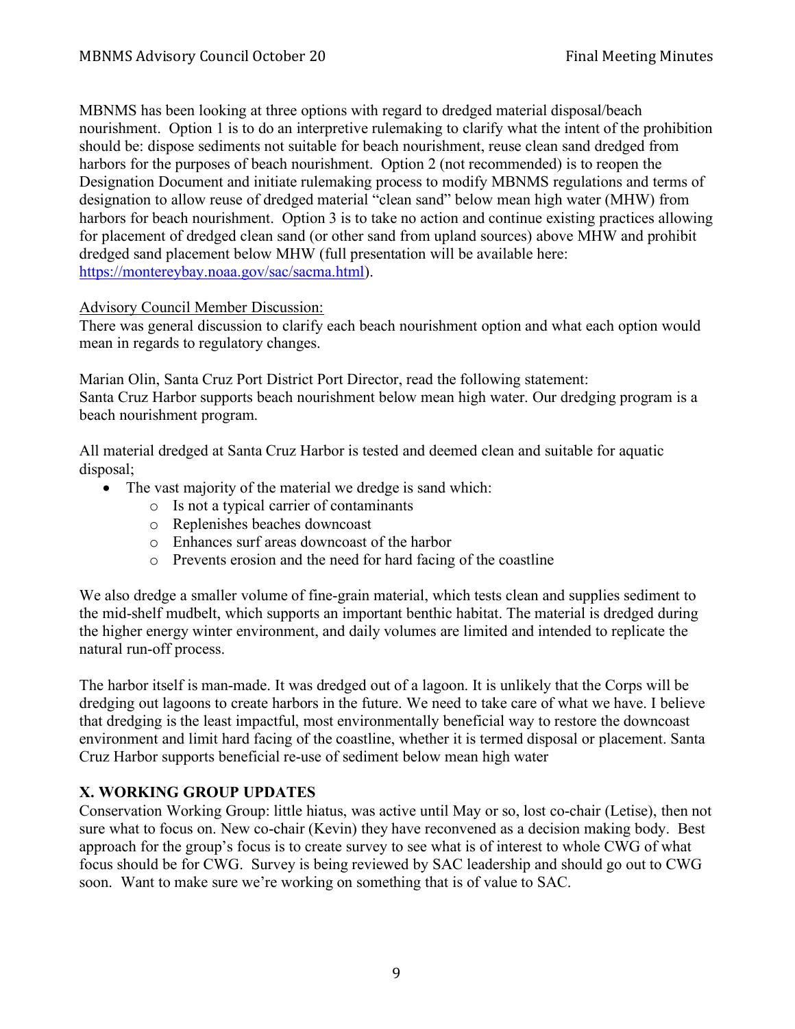MBNMS has been looking at three options with regard to dredged material disposal/beach nourishment. Option 1 is to do an interpretive rulemaking to clarify what the intent of the prohibition should be: dispose sediments not suitable for beach nourishment, reuse clean sand dredged from harbors for the purposes of beach nourishment. Option 2 (not recommended) is to reopen the Designation Document and initiate rulemaking process to modify MBNMS regulations and terms of designation to allow reuse of dredged material "clean sand" below mean high water (MHW) from harbors for beach nourishment. Option 3 is to take no action and continue existing practices allowing for placement of dredged clean sand (or other sand from upland sources) above MHW and prohibit dredged sand placement below MHW (full presentation will be available here: https://montereybay.noaa.gov/sac/sacma.html).

Advisory Council Member Discussion:
There was general discussion to clarify each beach nourishment option and what each option would mean in regards to regulatory changes.

Marian Olin, Santa Cruz Port District Port Director, read the following statement:
Santa Cruz Harbor supports beach nourishment below mean high water. Our dredging program is a beach nourishment program.

All material dredged at Santa Cruz Harbor is tested and deemed clean and suitable for aquatic disposal;

- The vast majority of the material we dredge is sand which:
  - Is not a typical carrier of contaminants
  - Replenishes beaches downcoast
  - Enhances surf areas downcoast of the harbor
  - Prevents erosion and the need for hard facing of the coastline

We also dredge a smaller volume of fine-grain material, which tests clean and supplies sediment to the mid-shelf mudbelt, which supports an important benthic habitat. The material is dredged during the higher energy winter environment, and daily volumes are limited and intended to replicate the natural run-off process.

The harbor itself is man-made. It was dredged out of a lagoon. It is unlikely that the Corps will be dredging out lagoons to create harbors in the future. We need to take care of what we have. I believe that dredging is the least impactful, most environmentally beneficial way to restore the downcoast environment and limit hard facing of the coastline, whether it is termed disposal or placement. Santa Cruz Harbor supports beneficial re-use of sediment below mean high water

**X. WORKING GROUP UPDATES**

Conservation Working Group: little hiatus, was active until May or so, lost co-chair (Letise), then not sure what to focus on. New co-chair (Kevin) they have reconvened as a decision making body. Best approach for the group's focus is to create survey to see what is of interest to whole CWG of what focus should be for CWG. Survey is being reviewed by SAC leadership and should go out to CWG soon. Want to make sure we're working on something that is of value to SAC.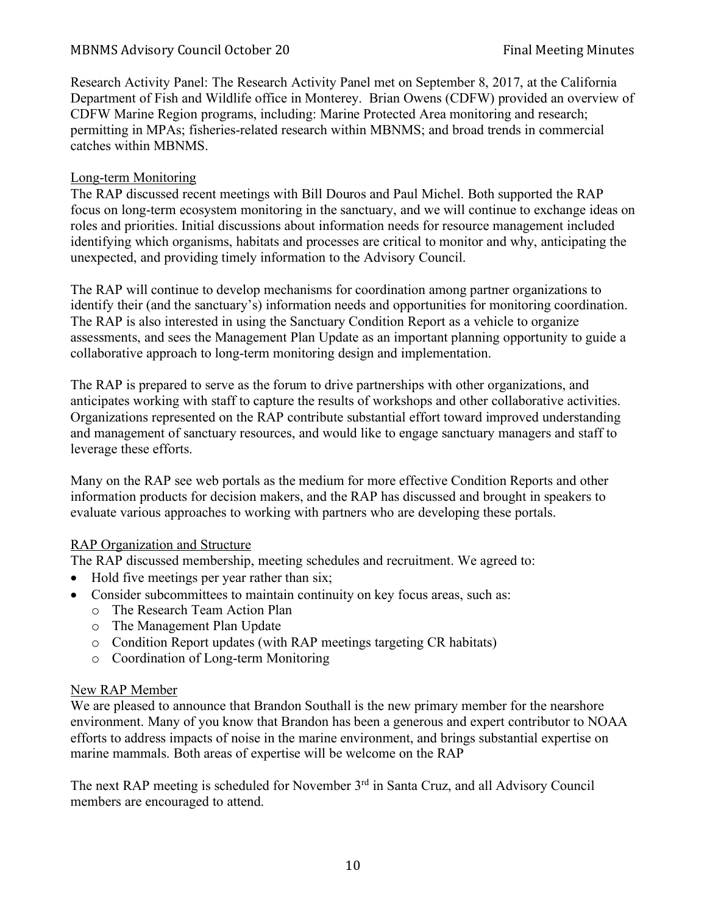Research Activity Panel: The Research Activity Panel met on September 8, 2017, at the California Department of Fish and Wildlife office in Monterey. Brian Owens (CDFW) provided an overview of CDFW Marine Region programs, including: Marine Protected Area monitoring and research; permitting in MPAs; fisheries-related research within MBNMS; and broad trends in commercial catches within MBNMS.

Long-term Monitoring

The RAP discussed recent meetings with Bill Douros and Paul Michel. Both supported the RAP focus on long-term ecosystem monitoring in the sanctuary, and we will continue to exchange ideas on roles and priorities. Initial discussions about information needs for resource management included identifying which organisms, habitats and processes are critical to monitor and why, anticipating the unexpected, and providing timely information to the Advisory Council.

The RAP will continue to develop mechanisms for coordination among partner organizations to identify their (and the sanctuary's) information needs and opportunities for monitoring coordination. The RAP is also interested in using the Sanctuary Condition Report as a vehicle to organize assessments, and sees the Management Plan Update as an important planning opportunity to guide a collaborative approach to long-term monitoring design and implementation.

The RAP is prepared to serve as the forum to drive partnerships with other organizations, and anticipates working with staff to capture the results of workshops and other collaborative activities. Organizations represented on the RAP contribute substantial effort toward improved understanding and management of sanctuary resources, and would like to engage sanctuary managers and staff to leverage these efforts.

Many on the RAP see web portals as the medium for more effective Condition Reports and other information products for decision makers, and the RAP has discussed and brought in speakers to evaluate various approaches to working with partners who are developing these portals.

RAP Organization and Structure

The RAP discussed membership, meeting schedules and recruitment. We agreed to:

- Hold five meetings per year rather than six;
- Consider subcommittees to maintain continuity on key focus areas, such as:
  - The Research Team Action Plan
  - The Management Plan Update
  - Condition Report updates (with RAP meetings targeting CR habitats)
  - Coordination of Long-term Monitoring

New RAP Member

We are pleased to announce that Brandon Southall is the new primary member for the nearshore environment. Many of you know that Brandon has been a generous and expert contributor to NOAA efforts to address impacts of noise in the marine environment, and brings substantial expertise on marine mammals. Both areas of expertise will be welcome on the RAP

The next RAP meeting is scheduled for November 3rd in Santa Cruz, and all Advisory Council members are encouraged to attend.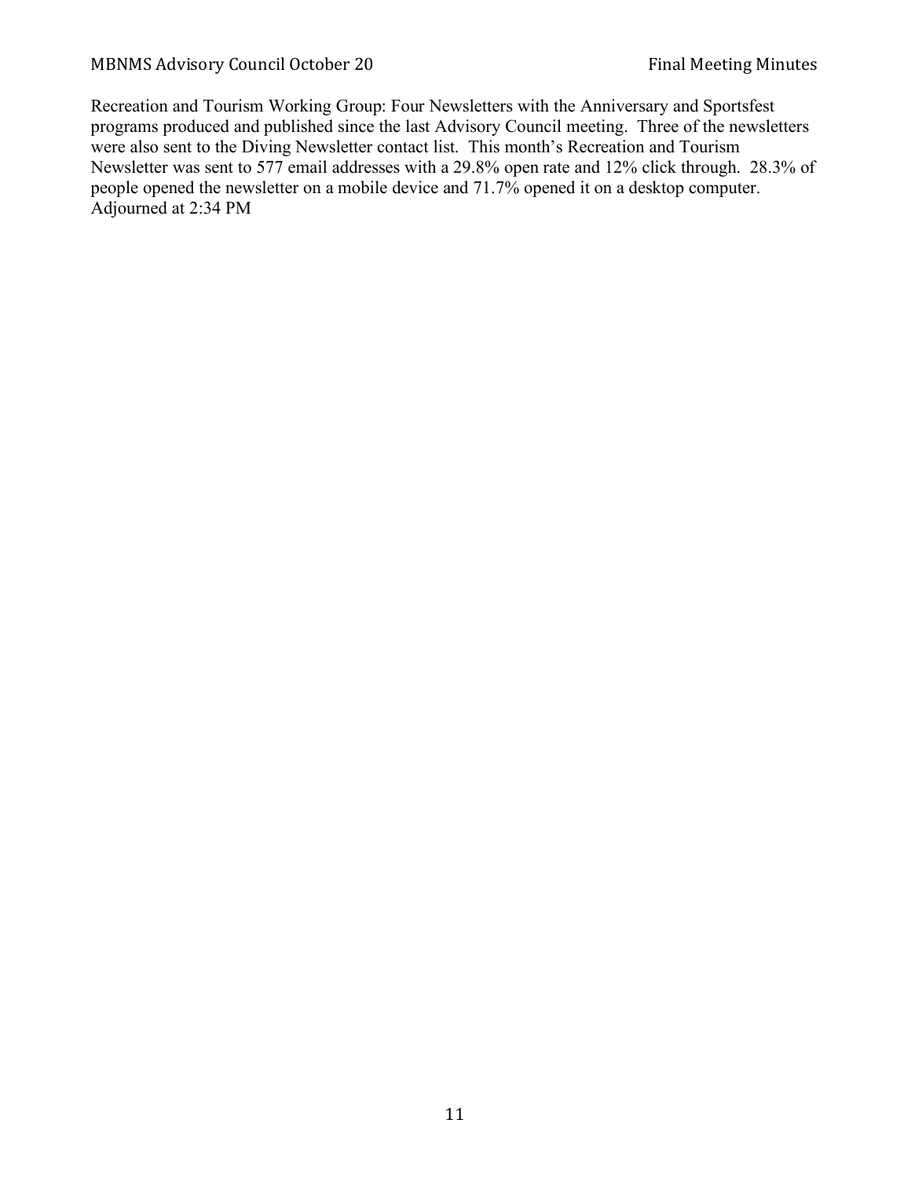Recreation and Tourism Working Group: Four Newsletters with the Anniversary and Sportsfest programs produced and published since the last Advisory Council meeting. Three of the newsletters were also sent to the Diving Newsletter contact list. This month's Recreation and Tourism Newsletter was sent to 577 email addresses with a 29.8% open rate and 12% click through. 28.3% of people opened the newsletter on a mobile device and 71.7% opened it on a desktop computer.
Adjourned at 2:34 PM